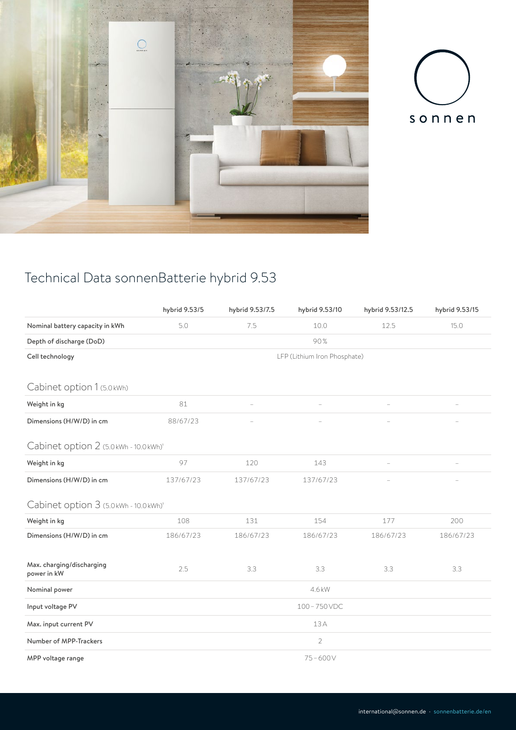sonnen

# Technical Data sonnenBatterie hybrid 9.53

| | hybrid 9.53/5 | hybrid 9.53/7.5 | hybrid 9.53/10 | hybrid 9.53/12.5 | hybrid 9.53/15 |
|---|---|---|---|---|---|
| Nominal battery capacity in kWh | 5.0 | 7.5 | 10.0 | 12.5 | 15.0 |
| Depth of discharge (DoD) | 90% | | | | |
| Cell technology | LFP (Lithium Iron Phosphate) | | | | |
| **Cabinet option 1** (5.0 kWh) | | | | | |
| Weight in kg | 81 | – | – | – | – |
| Dimensions (H/W/D) in cm | 88/67/23 | – | – | – | – |
| **Cabinet option 2** (5.0 kWh - 10.0 kWh)[1] | | | | | |
| Weight in kg | 97 | 120 | 143 | – | – |
| Dimensions (H/W/D) in cm | 137/67/23 | 137/67/23 | 137/67/23 | – | – |
| **Cabinet option 3** (5.0 kWh - 10.0 kWh)[1] | | | | | |
| Weight in kg | 108 | 131 | 154 | 177 | 200 |
| Dimensions (H/W/D) in cm | 186/67/23 | 186/67/23 | 186/67/23 | 186/67/23 | 186/67/23 |
| Max. charging/discharging power in kW | 2.5 | 3.3 | 3.3 | 3.3 | 3.3 |
| Nominal power | 4.6 kW | | | | |
| Input voltage PV | 100 – 750 VDC | | | | |
| Max. input current PV | 13 A | | | | |
| Number of MPP-Trackers | 2 | | | | |
| MPP voltage range | 75 – 600 V | | | | |

international@sonnen.de · sonnenbatterie.de/en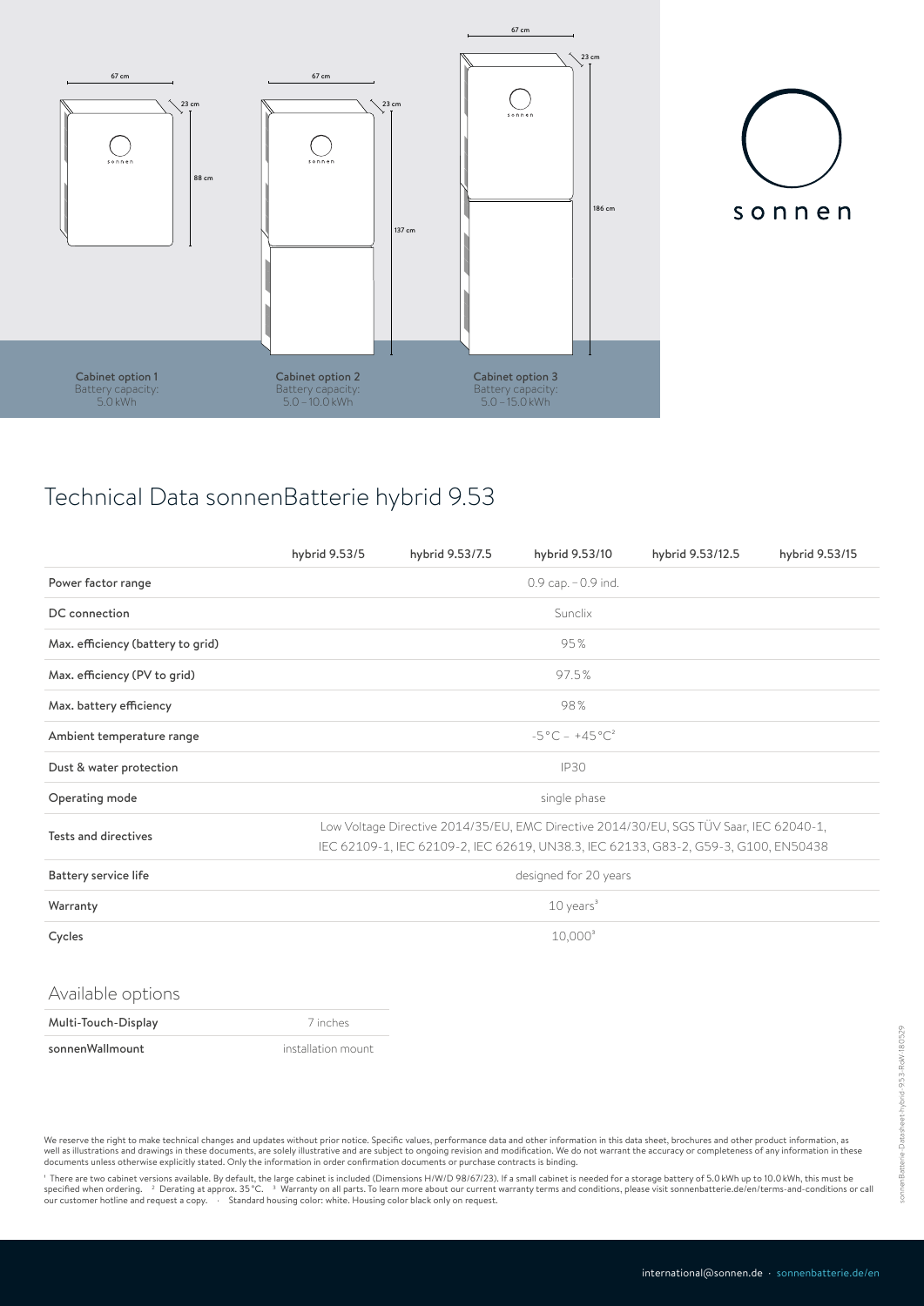67 cm

23 cm

88 cm

sonnen

Cabinet option 1
Battery capacity:
5.0 kWh

67 cm

23 cm

137 cm

sonnen

Cabinet option 2
Battery capacity:
5.0 – 10.0 kWh

67 cm

23 cm

186 cm

sonnen

Cabinet option 3
Battery capacity:
5.0 – 15.0 kWh

sonnen

# Technical Data sonnenBatterie hybrid 9.53

| | hybrid 9.53/5 | hybrid 9.53/7.5 | hybrid 9.53/10 | hybrid 9.53/12.5 | hybrid 9.53/15 |
|---|---|---|---|---|---|
| Power factor range | 0.9 cap. – 0.9 ind. | | | | |
| DC connection | Sunclix | | | | |
| Max. efficiency (battery to grid) | 95% | | | | |
| Max. efficiency (PV to grid) | 97.5% | | | | |
| Max. battery efficiency | 98% | | | | |
| Ambient temperature range | -5 °C – +45 °C[2] | | | | |
| Dust & water protection | IP30 | | | | |
| Operating mode | single phase | | | | |
| Tests and directives | Low Voltage Directive 2014/35/EU, EMC Directive 2014/30/EU, SGS TÜV Saar, IEC 62040-1, IEC 62109-1, IEC 62109-2, IEC 62619, UN38.3, IEC 62133, G83-2, G59-3, G100, EN50438 | | | | |
| Battery service life | designed for 20 years | | | | |
| Warranty | 10 years[3] | | | | |
| Cycles | 10,000[3] | | | | |

## Available options

| | |
|---|---|
| Multi-Touch-Display | 7 inches |
| sonnenWallmount | installation mount |

We reserve the right to make technical changes and updates without prior notice. Specific values, performance data and other information in this data sheet, brochures and other product information, as well as illustrations and drawings in these documents, are solely illustrative and are subject to ongoing revision and modification. We do not warrant the accuracy or completeness of any information in these documents unless otherwise explicitly stated. Only the information in order confirmation documents or purchase contracts is binding.

[1] There are two cabinet versions available. By default, the large cabinet is included (Dimensions H/W/D 98/67/23). If a small cabinet is needed for a storage battery of 5.0 kWh up to 10.0 kWh, this must be specified when ordering. [2] Derating at approx. 35 °C. [3] Warranty on all parts. To learn more about our current warranty terms and conditions, please visit sonnenbatterie.de/en/terms-and-conditions or call our customer hotline and request a copy. · Standard housing color: white. Housing color black only on request.

sonnenBatterie-Datasheet-hybrid-9.53-RoW-180529

international@sonnen.de · sonnenbatterie.de/en